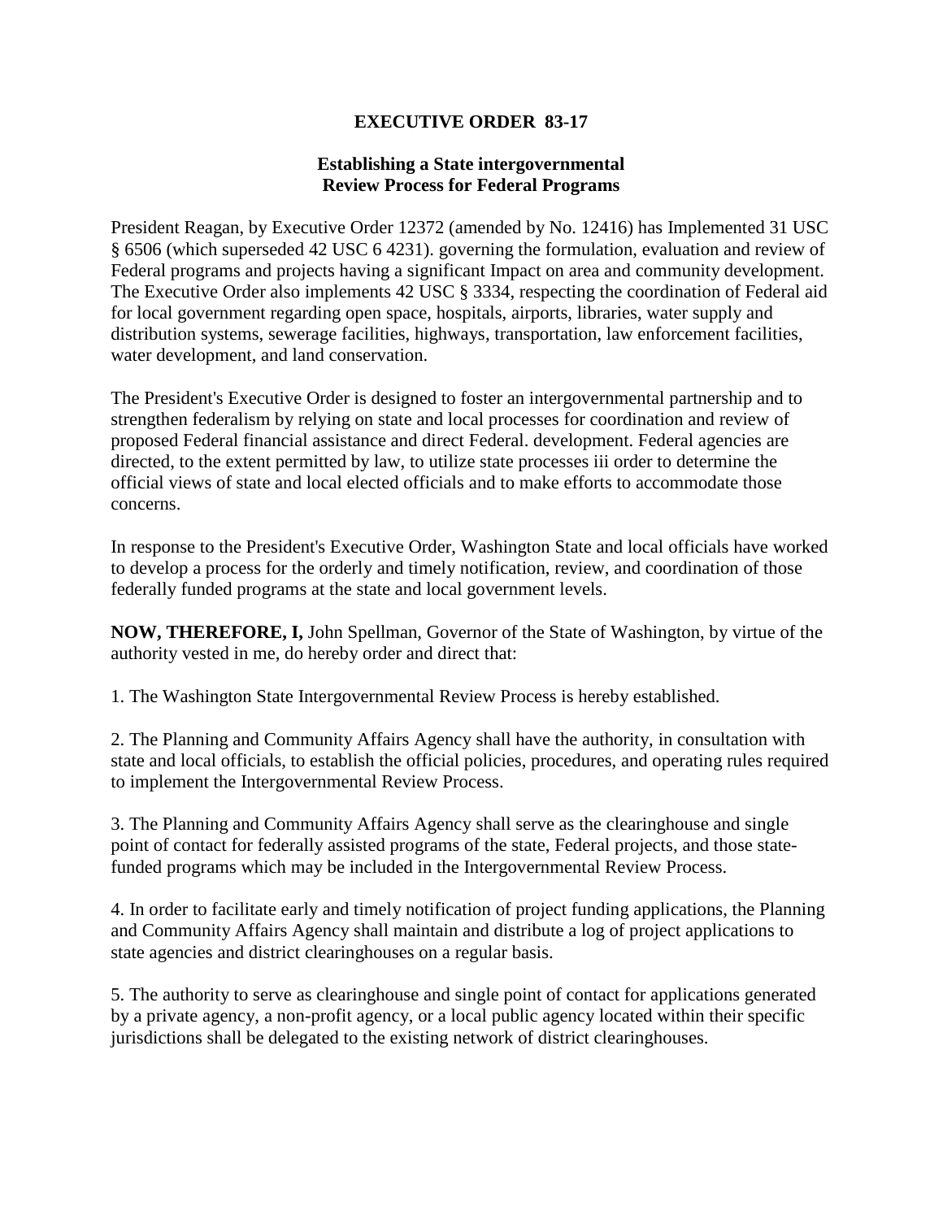# EXECUTIVE ORDER 83-17

## Establishing a State intergovernmental Review Process for Federal Programs

President Reagan, by Executive Order 12372 (amended by No. 12416) has Implemented 31 USC § 6506 (which superseded 42 USC 6 4231). governing the formulation, evaluation and review of Federal programs and projects having a significant Impact on area and community development. The Executive Order also implements 42 USC § 3334, respecting the coordination of Federal aid for local government regarding open space, hospitals, airports, libraries, water supply and distribution systems, sewerage facilities, highways, transportation, law enforcement facilities, water development, and land conservation.

The President's Executive Order is designed to foster an intergovernmental partnership and to strengthen federalism by relying on state and local processes for coordination and review of proposed Federal financial assistance and direct Federal. development. Federal agencies are directed, to the extent permitted by law, to utilize state processes iii order to determine the official views of state and local elected officials and to make efforts to accommodate those concerns.

In response to the President's Executive Order, Washington State and local officials have worked to develop a process for the orderly and timely notification, review, and coordination of those federally funded programs at the state and local government levels.

**NOW, THEREFORE, I,** John Spellman, Governor of the State of Washington, by virtue of the authority vested in me, do hereby order and direct that:

1. The Washington State Intergovernmental Review Process is hereby established.

2. The Planning and Community Affairs Agency shall have the authority, in consultation with state and local officials, to establish the official policies, procedures, and operating rules required to implement the Intergovernmental Review Process.

3. The Planning and Community Affairs Agency shall serve as the clearinghouse and single point of contact for federally assisted programs of the state, Federal projects, and those state-funded programs which may be included in the Intergovernmental Review Process.

4. In order to facilitate early and timely notification of project funding applications, the Planning and Community Affairs Agency shall maintain and distribute a log of project applications to state agencies and district clearinghouses on a regular basis.

5. The authority to serve as clearinghouse and single point of contact for applications generated by a private agency, a non-profit agency, or a local public agency located within their specific jurisdictions shall be delegated to the existing network of district clearinghouses.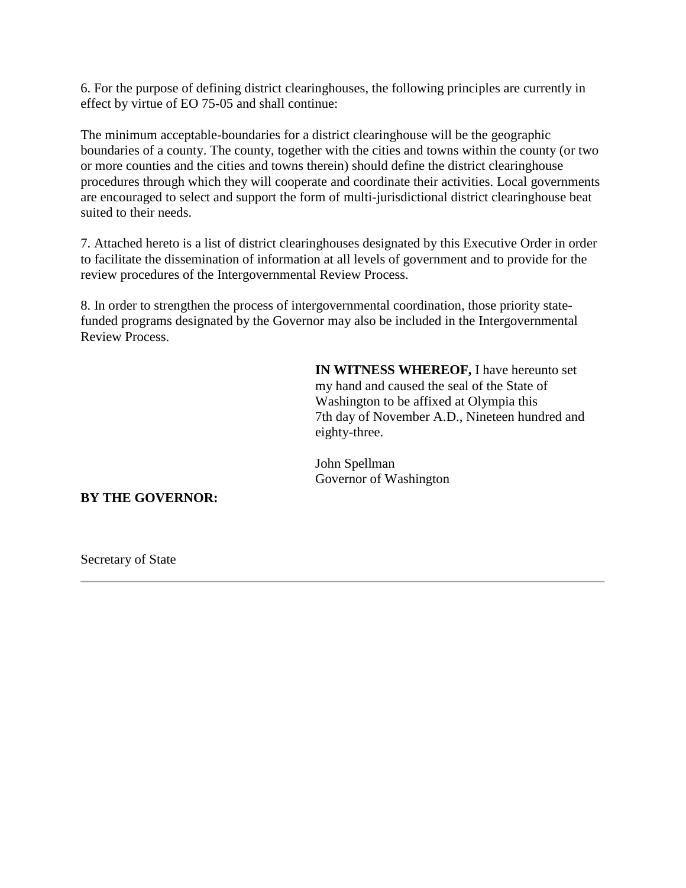6. For the purpose of defining district clearinghouses, the following principles are currently in effect by virtue of EO 75-05 and shall continue:

The minimum acceptable-boundaries for a district clearinghouse will be the geographic boundaries of a county. The county, together with the cities and towns within the county (or two or more counties and the cities and towns therein) should define the district clearinghouse procedures through which they will cooperate and coordinate their activities. Local governments are encouraged to select and support the form of multi-jurisdictional district clearinghouse beat suited to their needs.

7. Attached hereto is a list of district clearinghouses designated by this Executive Order in order to facilitate the dissemination of information at all levels of government and to provide for the review procedures of the Intergovernmental Review Process.

8. In order to strengthen the process of intergovernmental coordination, those priority state-funded programs designated by the Governor may also be included in the Intergovernmental Review Process.

**IN WITNESS WHEREOF,** I have hereunto set my hand and caused the seal of the State of Washington to be affixed at Olympia this 7th day of November A.D., Nineteen hundred and eighty-three.

John Spellman
Governor of Washington

**BY THE GOVERNOR:**

Secretary of State

---